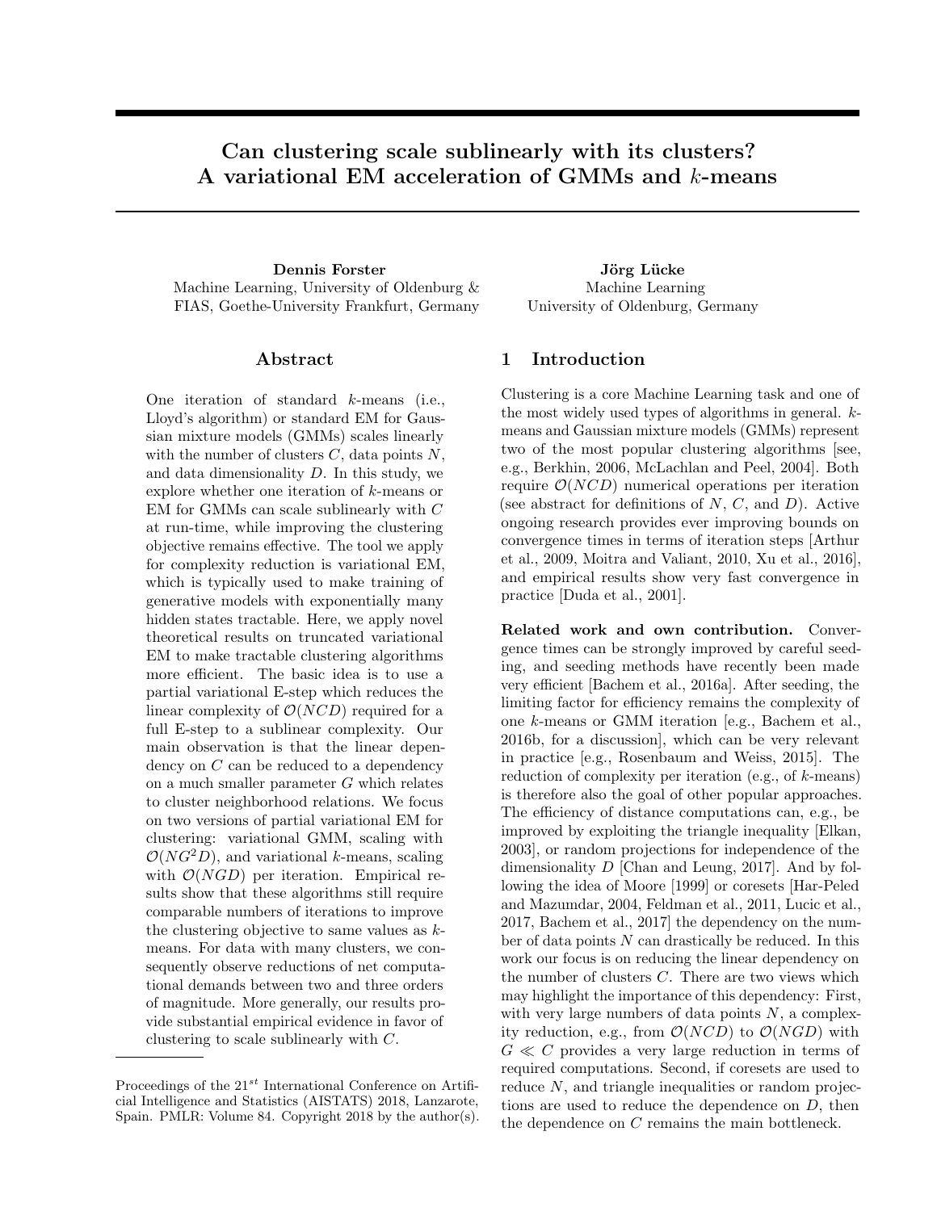# Can clustering scale sublinearly with its clusters? A variational EM acceleration of GMMs and $k$-means

**Dennis Forster**
Machine Learning, University of Oldenburg & FIAS, Goethe-University Frankfurt, Germany

**Jörg Lücke**
Machine Learning
University of Oldenburg, Germany

## Abstract

One iteration of standard $k$-means (i.e., Lloyd's algorithm) or standard EM for Gaussian mixture models (GMMs) scales linearly with the number of clusters $C$, data points $N$, and data dimensionality $D$. In this study, we explore whether one iteration of $k$-means or EM for GMMs can scale sublinearly with $C$ at run-time, while improving the clustering objective remains effective. The tool we apply for complexity reduction is variational EM, which is typically used to make training of generative models with exponentially many hidden states tractable. Here, we apply novel theoretical results on truncated variational EM to make tractable clustering algorithms more efficient. The basic idea is to use a partial variational E-step which reduces the linear complexity of $\mathcal{O}(NCD)$ required for a full E-step to a sublinear complexity. Our main observation is that the linear dependency on $C$ can be reduced to a dependency on a much smaller parameter $G$ which relates to cluster neighborhood relations. We focus on two versions of partial variational EM for clustering: variational GMM, scaling with $\mathcal{O}(NG^2D)$, and variational $k$-means, scaling with $\mathcal{O}(NGD)$ per iteration. Empirical results show that these algorithms still require comparable numbers of iterations to improve the clustering objective to same values as $k$-means. For data with many clusters, we consequently observe reductions of net computational demands between two and three orders of magnitude. More generally, our results provide substantial empirical evidence in favor of clustering to scale sublinearly with $C$.

Proceedings of the 21[st] International Conference on Artificial Intelligence and Statistics (AISTATS) 2018, Lanzarote, Spain. PMLR: Volume 84. Copyright 2018 by the author(s).

## 1 Introduction

Clustering is a core Machine Learning task and one of the most widely used types of algorithms in general. $k$-means and Gaussian mixture models (GMMs) represent two of the most popular clustering algorithms [see, e.g., Berkhin, 2006, McLachlan and Peel, 2004]. Both require $\mathcal{O}(NCD)$ numerical operations per iteration (see abstract for definitions of $N$, $C$, and $D$). Active ongoing research provides ever improving bounds on convergence times in terms of iteration steps [Arthur et al., 2009, Moitra and Valiant, 2010, Xu et al., 2016], and empirical results show very fast convergence in practice [Duda et al., 2001].

**Related work and own contribution.** Convergence times can be strongly improved by careful seeding, and seeding methods have recently been made very efficient [Bachem et al., 2016a]. After seeding, the limiting factor for efficiency remains the complexity of one $k$-means or GMM iteration [e.g., Bachem et al., 2016b, for a discussion], which can be very relevant in practice [e.g., Rosenbaum and Weiss, 2015]. The reduction of complexity per iteration (e.g., of $k$-means) is therefore also the goal of other popular approaches. The efficiency of distance computations can, e.g., be improved by exploiting the triangle inequality [Elkan, 2003], or random projections for independence of the dimensionality $D$ [Chan and Leung, 2017]. And by following the idea of Moore [1999] or coresets [Har-Peled and Mazumdar, 2004, Feldman et al., 2011, Lucic et al., 2017, Bachem et al., 2017] the dependency on the number of data points $N$ can drastically be reduced. In this work our focus is on reducing the linear dependency on the number of clusters $C$. There are two views which may highlight the importance of this dependency: First, with very large numbers of data points $N$, a complexity reduction, e.g., from $\mathcal{O}(NCD)$ to $\mathcal{O}(NGD)$ with $G \ll C$ provides a very large reduction in terms of required computations. Second, if coresets are used to reduce $N$, and triangle inequalities or random projections are used to reduce the dependence on $D$, then the dependence on $C$ remains the main bottleneck.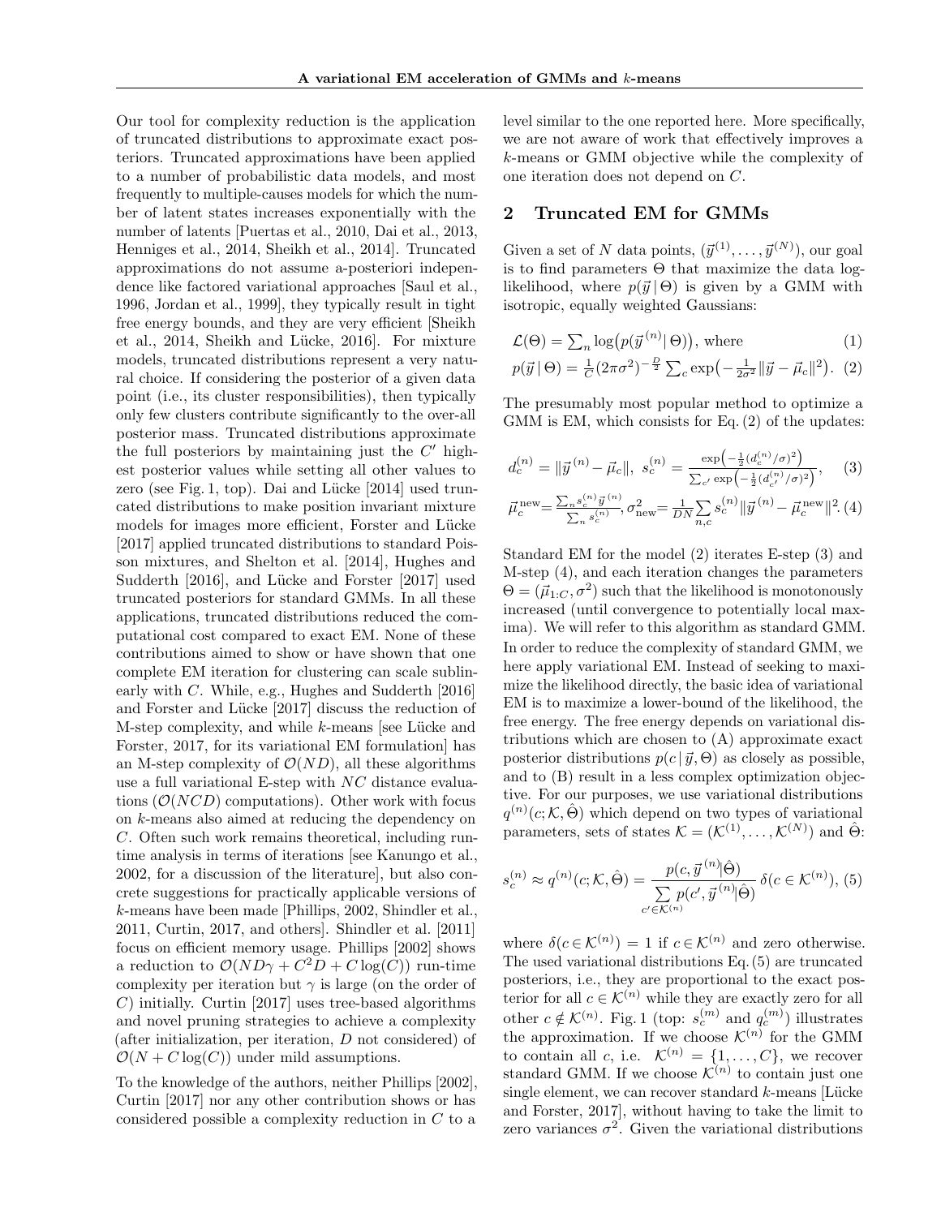Our tool for complexity reduction is the application of truncated distributions to approximate exact posteriors. Truncated approximations have been applied to a number of probabilistic data models, and most frequently to multiple-causes models for which the number of latent states increases exponentially with the number of latents [Puertas et al., 2010, Dai et al., 2013, Henniges et al., 2014, Sheikh et al., 2014]. Truncated approximations do not assume a-posteriori independence like factored variational approaches [Saul et al., 1996, Jordan et al., 1999], they typically result in tight free energy bounds, and they are very efficient [Sheikh et al., 2014, Sheikh and Lücke, 2016]. For mixture models, truncated distributions represent a very natural choice. If considering the posterior of a given data point (i.e., its cluster responsibilities), then typically only few clusters contribute significantly to the over-all posterior mass. Truncated distributions approximate the full posteriors by maintaining just the $C'$ highest posterior values while setting all other values to zero (see Fig. 1, top). Dai and Lücke [2014] used truncated distributions to make position invariant mixture models for images more efficient, Forster and Lücke [2017] applied truncated distributions to standard Poisson mixtures, and Shelton et al. [2014], Hughes and Sudderth [2016], and Lücke and Forster [2017] used truncated posteriors for standard GMMs. In all these applications, truncated distributions reduced the computational cost compared to exact EM. None of these contributions aimed to show or have shown that one complete EM iteration for clustering can scale sublinearly with $C$. While, e.g., Hughes and Sudderth [2016] and Forster and Lücke [2017] discuss the reduction of M-step complexity, and while $k$-means [see Lücke and Forster, 2017, for its variational EM formulation] has an M-step complexity of $\mathcal{O}(ND)$, all these algorithms use a full variational E-step with $NC$ distance evaluations ($\mathcal{O}(NCD)$ computations). Other work with focus on $k$-means also aimed at reducing the dependency on $C$. Often such work remains theoretical, including runtime analysis in terms of iterations [see Kanungo et al., 2002, for a discussion of the literature], but also concrete suggestions for practically applicable versions of $k$-means have been made [Phillips, 2002, Shindler et al., 2011, Curtin, 2017, and others]. Shindler et al. [2011] focus on efficient memory usage. Phillips [2002] shows a reduction to $\mathcal{O}(ND\gamma + C^2D + C\log(C))$ run-time complexity per iteration but $\gamma$ is large (on the order of $C$) initially. Curtin [2017] uses tree-based algorithms and novel pruning strategies to achieve a complexity (after initialization, per iteration, $D$ not considered) of $\mathcal{O}(N + C\log(C))$ under mild assumptions.

To the knowledge of the authors, neither Phillips [2002], Curtin [2017] nor any other contribution shows or has considered possible a complexity reduction in $C$ to a level similar to the one reported here. More specifically, we are not aware of work that effectively improves a $k$-means or GMM objective while the complexity of one iteration does not depend on $C$.

## 2 Truncated EM for GMMs

Given a set of $N$ data points, $(\vec{y}^{(1)}, \ldots, \vec{y}^{(N)})$, our goal is to find parameters $\Theta$ that maximize the data log-likelihood, where $p(\vec{y}\,|\,\Theta)$ is given by a GMM with isotropic, equally weighted Gaussians:

$$\mathcal{L}(\Theta) = \textstyle\sum_n \log\big(p(\vec{y}^{(n)}\,|\,\Theta)\big), \text{ where} \tag{1}$$

$$p(\vec{y}\,|\,\Theta) = \tfrac{1}{C}(2\pi\sigma^2)^{-\frac{D}{2}} \textstyle\sum_c \exp\big(-\frac{1}{2\sigma^2}\|\vec{y} - \vec{\mu}_c\|^2\big). \tag{2}$$

The presumably most popular method to optimize a GMM is EM, which consists for Eq. (2) of the updates:

$$d_c^{(n)} = \|\vec{y}^{(n)} - \vec{\mu}_c\|,\ s_c^{(n)} = \frac{\exp\big(-\frac{1}{2}(d_c^{(n)}/\sigma)^2\big)}{\sum_{c'}\exp\big(-\frac{1}{2}(d_{c'}^{(n)}/\sigma)^2\big)}, \tag{3}$$

$$\vec{\mu}_c^{\,\mathrm{new}} = \frac{\sum_n s_c^{(n)}\vec{y}^{(n)}}{\sum_n s_c^{(n)}},\ \sigma^2_{\mathrm{new}} = \frac{1}{DN}\sum_{n,c} s_c^{(n)}\|\vec{y}^{(n)} - \vec{\mu}_c^{\,\mathrm{new}}\|^2. \tag{4}$$

Standard EM for the model (2) iterates E-step (3) and M-step (4), and each iteration changes the parameters $\Theta = (\vec{\mu}_{1:C}, \sigma^2)$ such that the likelihood is monotonously increased (until convergence to potentially local maxima). We will refer to this algorithm as standard GMM. In order to reduce the complexity of standard GMM, we here apply variational EM. Instead of seeking to maximize the likelihood directly, the basic idea of variational EM is to maximize a lower-bound of the likelihood, the free energy. The free energy depends on variational distributions which are chosen to (A) approximate exact posterior distributions $p(c\,|\,\vec{y}, \Theta)$ as closely as possible, and to (B) result in a less complex optimization objective. For our purposes, we use variational distributions $q^{(n)}(c; \mathcal{K}, \hat{\Theta})$ which depend on two types of variational parameters, sets of states $\mathcal{K} = (\mathcal{K}^{(1)}, \ldots, \mathcal{K}^{(N)})$ and $\hat{\Theta}$:

$$s_c^{(n)} \approx q^{(n)}(c; \mathcal{K}, \hat{\Theta}) = \frac{p(c, \vec{y}^{(n)}|\hat{\Theta})}{\sum\limits_{c' \in \mathcal{K}^{(n)}} p(c', \vec{y}^{(n)}|\hat{\Theta})}\, \delta(c \in \mathcal{K}^{(n)}), \tag{5}$$

where $\delta(c \in \mathcal{K}^{(n)}) = 1$ if $c \in \mathcal{K}^{(n)}$ and zero otherwise. The used variational distributions Eq. (5) are truncated posteriors, i.e., they are proportional to the exact posterior for all $c \in \mathcal{K}^{(n)}$ while they are exactly zero for all other $c \notin \mathcal{K}^{(n)}$. Fig. 1 (top: $s_c^{(m)}$ and $q_c^{(m)}$) illustrates the approximation. If we choose $\mathcal{K}^{(n)}$ for the GMM to contain all $c$, i.e. $\mathcal{K}^{(n)} = \{1, \ldots, C\}$, we recover standard GMM. If we choose $\mathcal{K}^{(n)}$ to contain just one single element, we can recover standard $k$-means [Lücke and Forster, 2017], without having to take the limit to zero variances $\sigma^2$. Given the variational distributions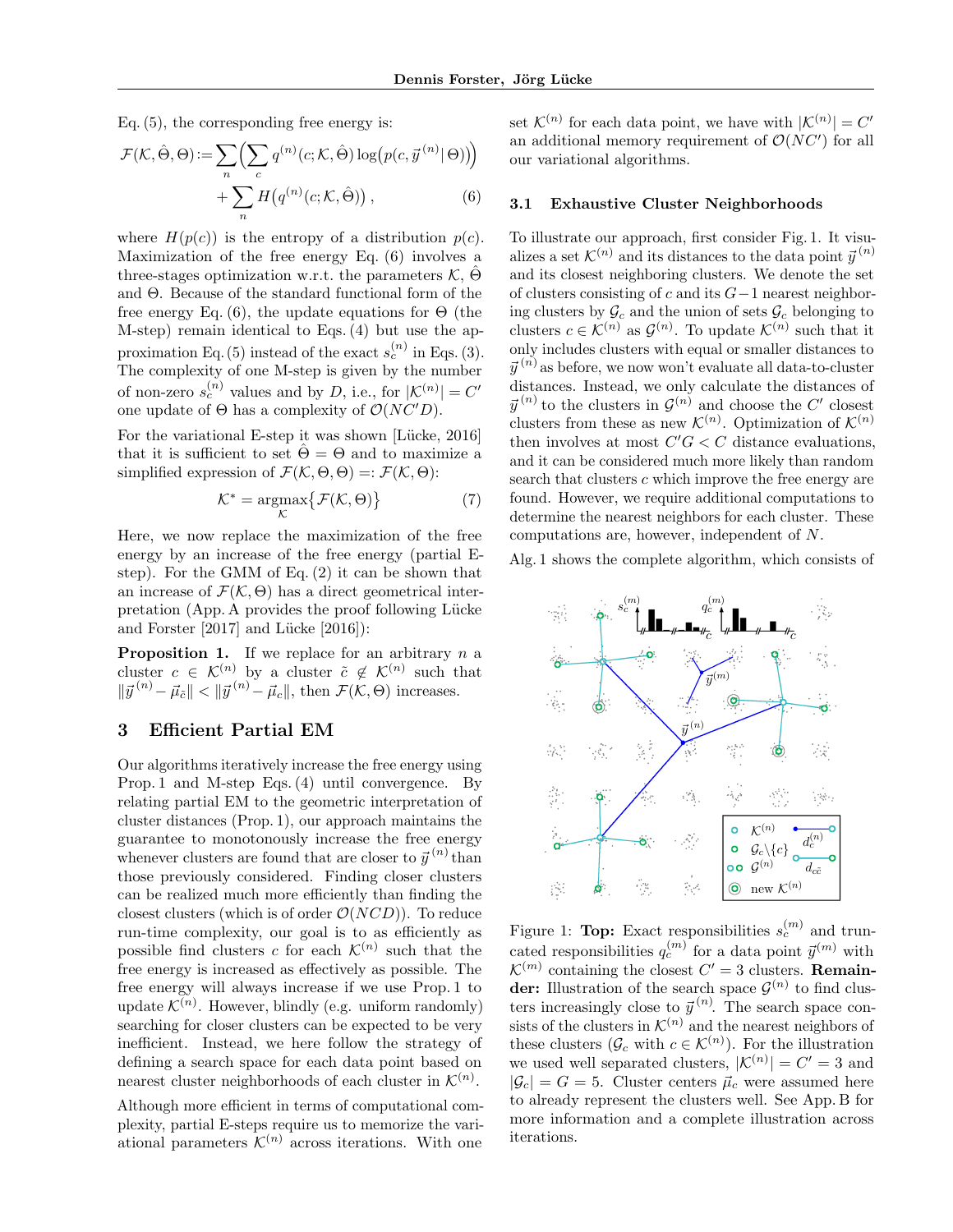Eq. (5), the corresponding free energy is:

$$\mathcal{F}(\mathcal{K}, \hat{\Theta}, \Theta) := \sum_n \Big( \sum_c q^{(n)}(c; \mathcal{K}, \hat{\Theta}) \log\big(p(c, \vec{y}^{\,(n)} \,|\, \Theta)\big)\Big) + \sum_n H\big(q^{(n)}(c; \mathcal{K}, \hat{\Theta})\big)\,, \quad (6)$$

where $H(p(c))$ is the entropy of a distribution $p(c)$. Maximization of the free energy Eq. (6) involves a three-stages optimization w.r.t. the parameters $\mathcal{K}$, $\hat{\Theta}$ and $\Theta$. Because of the standard functional form of the free energy Eq. (6), the update equations for $\Theta$ (the M-step) remain identical to Eqs. (4) but use the approximation Eq. (5) instead of the exact $s_c^{(n)}$ in Eqs. (3). The complexity of one M-step is given by the number of non-zero $s_c^{(n)}$ values and by $D$, i.e., for $|\mathcal{K}^{(n)}| = C'$ one update of $\Theta$ has a complexity of $\mathcal{O}(NC'D)$.

For the variational E-step it was shown [Lücke, 2016] that it is sufficient to set $\hat{\Theta} = \Theta$ and to maximize a simplified expression of $\mathcal{F}(\mathcal{K}, \Theta, \Theta) =: \mathcal{F}(\mathcal{K}, \Theta)$:

$$\mathcal{K}^* = \underset{\mathcal{K}}{\operatorname{argmax}}\big\{\mathcal{F}(\mathcal{K}, \Theta)\big\} \quad (7)$$

Here, we now replace the maximization of the free energy by an increase of the free energy (partial E-step). For the GMM of Eq. (2) it can be shown that an increase of $\mathcal{F}(\mathcal{K}, \Theta)$ has a direct geometrical interpretation (App. A provides the proof following Lücke and Forster [2017] and Lücke [2016]):

**Proposition 1.** If we replace for an arbitrary $n$ a cluster $c \in \mathcal{K}^{(n)}$ by a cluster $\tilde{c} \notin \mathcal{K}^{(n)}$ such that $\|\vec{y}^{\,(n)} - \vec{\mu}_{\tilde{c}}\| < \|\vec{y}^{\,(n)} - \vec{\mu}_c\|$, then $\mathcal{F}(\mathcal{K}, \Theta)$ increases.

## 3 Efficient Partial EM

Our algorithms iteratively increase the free energy using Prop. 1 and M-step Eqs. (4) until convergence. By relating partial EM to the geometric interpretation of cluster distances (Prop. 1), our approach maintains the guarantee to monotonously increase the free energy whenever clusters are found that are closer to $\vec{y}^{\,(n)}$ than those previously considered. Finding closer clusters can be realized much more efficiently than finding the closest clusters (which is of order $\mathcal{O}(NCD)$). To reduce run-time complexity, our goal is to as efficiently as possible find clusters $c$ for each $\mathcal{K}^{(n)}$ such that the free energy is increased as effectively as possible. The free energy will always increase if we use Prop. 1 to update $\mathcal{K}^{(n)}$. However, blindly (e.g. uniform randomly) searching for closer clusters can be expected to be very inefficient. Instead, we here follow the strategy of defining a search space for each data point based on nearest cluster neighborhoods of each cluster in $\mathcal{K}^{(n)}$.

Although more efficient in terms of computational complexity, partial E-steps require us to memorize the variational parameters $\mathcal{K}^{(n)}$ across iterations. With one set $\mathcal{K}^{(n)}$ for each data point, we have with $|\mathcal{K}^{(n)}| = C'$ an additional memory requirement of $\mathcal{O}(NC')$ for all our variational algorithms.

### 3.1 Exhaustive Cluster Neighborhoods

To illustrate our approach, first consider Fig. 1. It visualizes a set $\mathcal{K}^{(n)}$ and its distances to the data point $\vec{y}^{\,(n)}$ and its closest neighboring clusters. We denote the set of clusters consisting of $c$ and its $G-1$ nearest neighboring clusters by $\mathcal{G}_c$ and the union of sets $\mathcal{G}_c$ belonging to clusters $c \in \mathcal{K}^{(n)}$ as $\mathcal{G}^{(n)}$. To update $\mathcal{K}^{(n)}$ such that it only includes clusters with equal or smaller distances to $\vec{y}^{\,(n)}$ as before, we now won't evaluate all data-to-cluster distances. Instead, we only calculate the distances of $\vec{y}^{\,(n)}$ to the clusters in $\mathcal{G}^{(n)}$ and choose the $C'$ closest clusters from these as new $\mathcal{K}^{(n)}$. Optimization of $\mathcal{K}^{(n)}$ then involves at most $C'G < C$ distance evaluations, and it can be considered much more likely than random search that clusters $c$ which improve the free energy are found. However, we require additional computations to determine the nearest neighbors for each cluster. These computations are, however, independent of $N$.

Alg. 1 shows the complete algorithm, which consists of

Figure 1: **Top:** Exact responsibilities $s_c^{(m)}$ and truncated responsibilities $q_c^{(m)}$ for a data point $\vec{y}^{\,(m)}$ with $\mathcal{K}^{(m)}$ containing the closest $C' = 3$ clusters. **Remainder:** Illustration of the search space $\mathcal{G}^{(n)}$ to find clusters increasingly close to $\vec{y}^{\,(n)}$. The search space consists of the clusters in $\mathcal{K}^{(n)}$ and the nearest neighbors of these clusters ($\mathcal{G}_c$ with $c \in \mathcal{K}^{(n)}$). For the illustration we used well separated clusters, $|\mathcal{K}^{(n)}| = C' = 3$ and $|\mathcal{G}_c| = G = 5$. Cluster centers $\vec{\mu}_c$ were assumed here to already represent the clusters well. See App. B for more information and a complete illustration across iterations.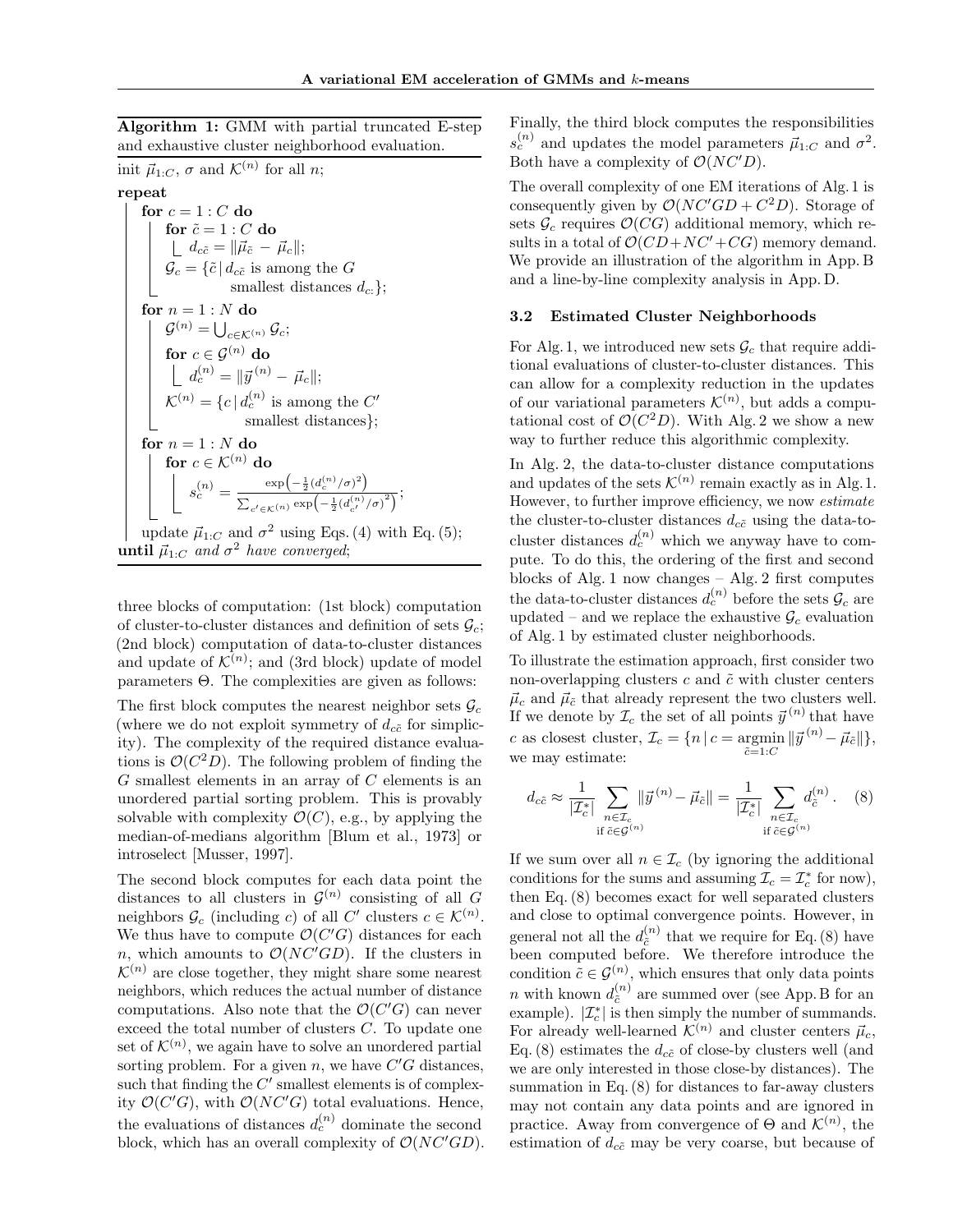**Algorithm 1:** GMM with partial truncated E-step and exhaustive cluster neighborhood evaluation.

```
init μ_{1:C}, σ and K^(n) for all n;
repeat
    for c = 1 : C do
        for c̃ = 1 : C do
            d_{cc̃} = ||μ_c̃ − μ_c||;
        G_c = {c̃ | d_{cc̃} is among the G
                   smallest distances d_{c:}};
    for n = 1 : N do
        G^(n) = ⋃_{c ∈ K^(n)} G_c;
        for c ∈ G^(n) do
            d_c^(n) = ||y^(n) − μ_c||;
        K^(n) = {c | d_c^(n) is among the C'
                   smallest distances};
    for n = 1 : N do
        for c ∈ K^(n) do
            s_c^(n) = exp(−½(d_c^(n)/σ)²) / Σ_{c' ∈ K^(n)} exp(−½(d_{c'}^(n)/σ)²);
    update μ_{1:C} and σ² using Eqs. (4) with Eq. (5);
until μ_{1:C} and σ² have converged;
```

three blocks of computation: (1st block) computation of cluster-to-cluster distances and definition of sets $\mathcal{G}_c$; (2nd block) computation of data-to-cluster distances and update of $\mathcal{K}^{(n)}$; and (3rd block) update of model parameters $\Theta$. The complexities are given as follows:

The first block computes the nearest neighbor sets $\mathcal{G}_c$ (where we do not exploit symmetry of $d_{c\tilde{c}}$ for simplicity). The complexity of the required distance evaluations is $\mathcal{O}(C^2D)$. The following problem of finding the $G$ smallest elements in an array of $C$ elements is an unordered partial sorting problem. This is provably solvable with complexity $\mathcal{O}(C)$, e.g., by applying the median-of-medians algorithm [Blum et al., 1973] or introselect [Musser, 1997].

The second block computes for each data point the distances to all clusters in $\mathcal{G}^{(n)}$ consisting of all $G$ neighbors $\mathcal{G}_c$ (including $c$) of all $C'$ clusters $c \in \mathcal{K}^{(n)}$. We thus have to compute $\mathcal{O}(C'G)$ distances for each $n$, which amounts to $\mathcal{O}(NC'GD)$. If the clusters in $\mathcal{K}^{(n)}$ are close together, they might share some nearest neighbors, which reduces the actual number of distance computations. Also note that the $\mathcal{O}(C'G)$ can never exceed the total number of clusters $C$. To update one set of $\mathcal{K}^{(n)}$, we again have to solve an unordered partial sorting problem. For a given $n$, we have $C'G$ distances, such that finding the $C'$ smallest elements is of complexity $\mathcal{O}(C'G)$, with $\mathcal{O}(NC'G)$ total evaluations. Hence, the evaluations of distances $d_c^{(n)}$ dominate the second block, which has an overall complexity of $\mathcal{O}(NC'GD)$.

Finally, the third block computes the responsibilities $s_c^{(n)}$ and updates the model parameters $\vec{\mu}_{1:C}$ and $\sigma^2$. Both have a complexity of $\mathcal{O}(NC'D)$.

The overall complexity of one EM iterations of Alg. 1 is consequently given by $\mathcal{O}(NC'GD + C^2D)$. Storage of sets $\mathcal{G}_c$ requires $\mathcal{O}(CG)$ additional memory, which results in a total of $\mathcal{O}(CD+NC'+CG)$ memory demand. We provide an illustration of the algorithm in App. B and a line-by-line complexity analysis in App. D.

### 3.2 Estimated Cluster Neighborhoods

For Alg. 1, we introduced new sets $\mathcal{G}_c$ that require additional evaluations of cluster-to-cluster distances. This can allow for a complexity reduction in the updates of our variational parameters $\mathcal{K}^{(n)}$, but adds a computational cost of $\mathcal{O}(C^2D)$. With Alg. 2 we show a new way to further reduce this algorithmic complexity.

In Alg. 2, the data-to-cluster distance computations and updates of the sets $\mathcal{K}^{(n)}$ remain exactly as in Alg. 1. However, to further improve efficiency, we now *estimate* the cluster-to-cluster distances $d_{c\tilde{c}}$ using the data-to-cluster distances $d_c^{(n)}$ which we anyway have to compute. To do this, the ordering of the first and second blocks of Alg. 1 now changes – Alg. 2 first computes the data-to-cluster distances $d_c^{(n)}$ before the sets $\mathcal{G}_c$ are updated – and we replace the exhaustive $\mathcal{G}_c$ evaluation of Alg. 1 by estimated cluster neighborhoods.

To illustrate the estimation approach, first consider two non-overlapping clusters $c$ and $\tilde{c}$ with cluster centers $\vec{\mu}_c$ and $\vec{\mu}_{\tilde{c}}$ that already represent the two clusters well. If we denote by $\mathcal{I}_c$ the set of all points $\vec{y}^{(n)}$ that have $c$ as closest cluster, $\mathcal{I}_c = \{n \,|\, c = \operatorname*{argmin}_{\tilde{c}=1:C} \|\vec{y}^{(n)} - \vec{\mu}_{\tilde{c}}\|\}$, we may estimate:

$$d_{c\tilde{c}} \approx \frac{1}{|\mathcal{I}_c^*|} \sum_{\substack{n \in \mathcal{I}_c \\ \text{if } \tilde{c} \in \mathcal{G}^{(n)}}} \|\vec{y}^{(n)} - \vec{\mu}_{\tilde{c}}\| = \frac{1}{|\mathcal{I}_c^*|} \sum_{\substack{n \in \mathcal{I}_c \\ \text{if } \tilde{c} \in \mathcal{G}^{(n)}}} d_{\tilde{c}}^{(n)}. \quad (8)$$

If we sum over all $n \in \mathcal{I}_c$ (by ignoring the additional conditions for the sums and assuming $\mathcal{I}_c = \mathcal{I}_c^*$ for now), then Eq. (8) becomes exact for well separated clusters and close to optimal convergence points. However, in general not all the $d_{\tilde{c}}^{(n)}$ that we require for Eq. (8) have been computed before. We therefore introduce the condition $\tilde{c} \in \mathcal{G}^{(n)}$, which ensures that only data points $n$ with known $d_{\tilde{c}}^{(n)}$ are summed over (see App. B for an example). $|\mathcal{I}_c^*|$ is then simply the number of summands. For already well-learned $\mathcal{K}^{(n)}$ and cluster centers $\vec{\mu}_c$, Eq. (8) estimates the $d_{c\tilde{c}}$ of close-by clusters well (and we are only interested in those close-by distances). The summation in Eq. (8) for distances to far-away clusters may not contain any data points and are ignored in practice. Away from convergence of $\Theta$ and $\mathcal{K}^{(n)}$, the estimation of $d_{c\tilde{c}}$ may be very coarse, but because of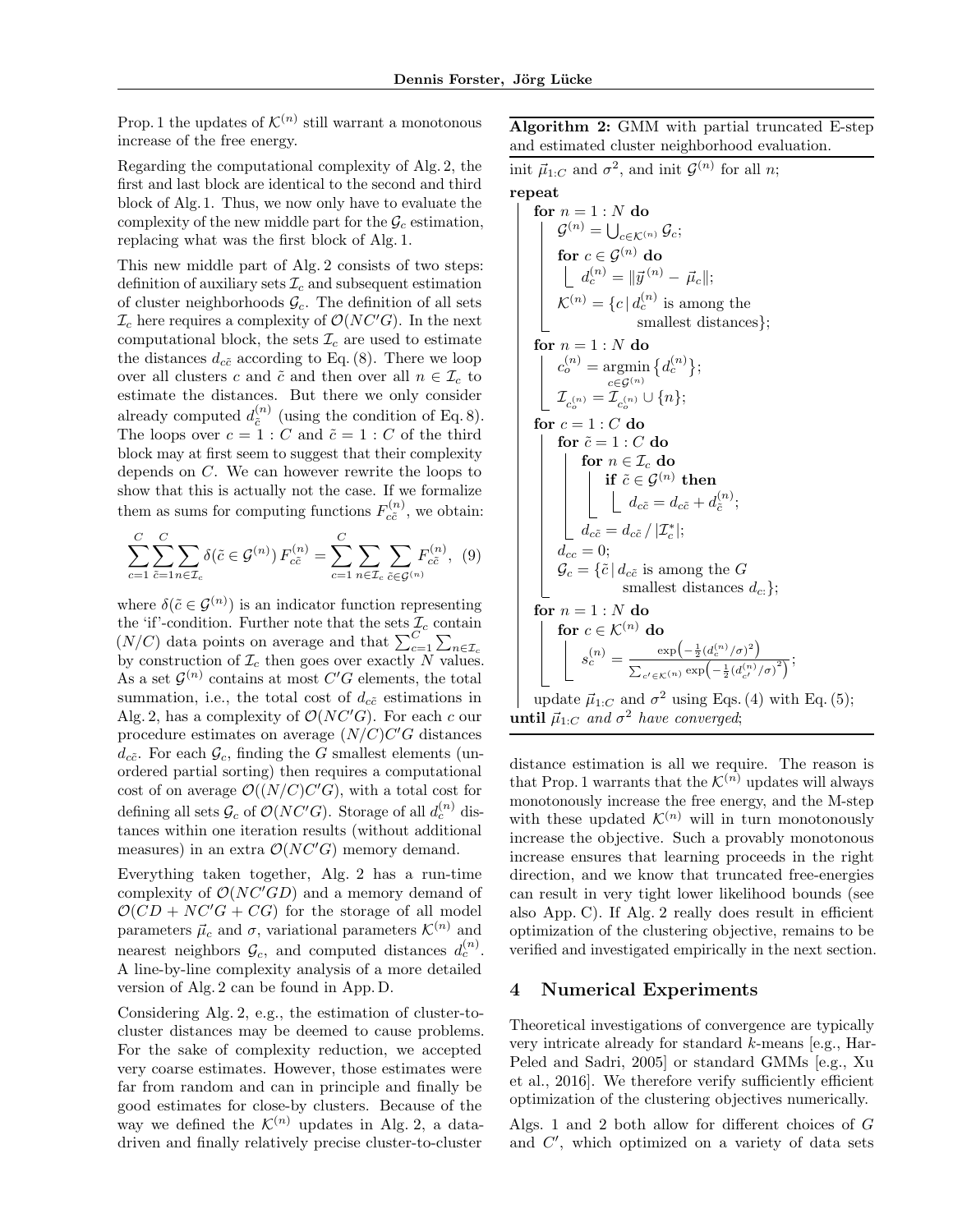Prop. 1 the updates of $\mathcal{K}^{(n)}$ still warrant a monotonous increase of the free energy.

Regarding the computational complexity of Alg. 2, the first and last block are identical to the second and third block of Alg. 1. Thus, we now only have to evaluate the complexity of the new middle part for the $\mathcal{G}_c$ estimation, replacing what was the first block of Alg. 1.

This new middle part of Alg. 2 consists of two steps: definition of auxiliary sets $\mathcal{I}_c$ and subsequent estimation of cluster neighborhoods $\mathcal{G}_c$. The definition of all sets $\mathcal{I}_c$ here requires a complexity of $\mathcal{O}(NC'G)$. In the next computational block, the sets $\mathcal{I}_c$ are used to estimate the distances $d_{c\tilde{c}}$ according to Eq. (8). There we loop over all clusters $c$ and $\tilde{c}$ and then over all $n \in \mathcal{I}_c$ to estimate the distances. But there we only consider already computed $d_{\tilde{c}}^{(n)}$ (using the condition of Eq. 8). The loops over $c = 1 : C$ and $\tilde{c} = 1 : C$ of the third block may at first seem to suggest that their complexity depends on $C$. We can however rewrite the loops to show that this is actually not the case. If we formalize them as sums for computing functions $F_{c\tilde{c}}^{(n)}$, we obtain:

$$\sum_{c=1}^{C} \sum_{\tilde{c}=1}^{C} \sum_{n \in \mathcal{I}_c} \delta(\tilde{c} \in \mathcal{G}^{(n)})\, F_{c\tilde{c}}^{(n)} = \sum_{c=1}^{C} \sum_{n \in \mathcal{I}_c} \sum_{\tilde{c} \in \mathcal{G}^{(n)}} F_{c\tilde{c}}^{(n)}, \quad (9)$$

where $\delta(\tilde{c} \in \mathcal{G}^{(n)})$ is an indicator function representing the 'if'-condition. Further note that the sets $\mathcal{I}_c$ contain $(N/C)$ data points on average and that $\sum_{c=1}^{C} \sum_{n \in \mathcal{I}_c}$ by construction of $\mathcal{I}_c$ then goes over exactly $N$ values. As a set $\mathcal{G}^{(n)}$ contains at most $C'G$ elements, the total summation, i.e., the total cost of $d_{c\tilde{c}}$ estimations in Alg. 2, has a complexity of $\mathcal{O}(NC'G)$. For each $c$ our procedure estimates on average $(N/C)C'G$ distances $d_{c\tilde{c}}$. For each $\mathcal{G}_c$, finding the $G$ smallest elements (unordered partial sorting) then requires a computational cost of on average $\mathcal{O}((N/C)C'G)$, with a total cost for defining all sets $\mathcal{G}_c$ of $\mathcal{O}(NC'G)$. Storage of all $d_c^{(n)}$ distances within one iteration results (without additional measures) in an extra $\mathcal{O}(NC'G)$ memory demand.

Everything taken together, Alg. 2 has a run-time complexity of $\mathcal{O}(NC'GD)$ and a memory demand of $\mathcal{O}(CD + NC'G + CG)$ for the storage of all model parameters $\vec{\mu}_c$ and $\sigma$, variational parameters $\mathcal{K}^{(n)}$ and nearest neighbors $\mathcal{G}_c$, and computed distances $d_c^{(n)}$. A line-by-line complexity analysis of a more detailed version of Alg. 2 can be found in App. D.

Considering Alg. 2, e.g., the estimation of cluster-to-cluster distances may be deemed to cause problems. For the sake of complexity reduction, we accepted very coarse estimates. However, those estimates were far from random and can in principle and finally be good estimates for close-by clusters. Because of the way we defined the $\mathcal{K}^{(n)}$ updates in Alg. 2, a data-driven and finally relatively precise cluster-to-cluster distance estimation is all we require. The reason is that Prop. 1 warrants that the $\mathcal{K}^{(n)}$ updates will always monotonously increase the free energy, and the M-step with these updated $\mathcal{K}^{(n)}$ will in turn monotonously increase the objective. Such a provably monotonous increase ensures that learning proceeds in the right direction, and we know that truncated free-energies can result in very tight lower likelihood bounds (see also App. C). If Alg. 2 really does result in efficient optimization of the clustering objective, remains to be verified and investigated empirically in the next section.

**Algorithm 2:** GMM with partial truncated E-step and estimated cluster neighborhood evaluation.

```
init μ_{1:C} and σ², and init G^(n) for all n;
repeat
    for n = 1 : N do
        G^(n) = ⋃_{c ∈ K^(n)} G_c;
        for c ∈ G^(n) do
            d_c^(n) = ||y^(n) − μ_c||;
        K^(n) = {c | d_c^(n) is among the
                     smallest distances};
    for n = 1 : N do
        c_o^(n) = argmin_{c ∈ G^(n)} {d_c^(n)};
        I_{c_o^(n)} = I_{c_o^(n)} ∪ {n};
    for c = 1 : C do
        for c̃ = 1 : C do
            for n ∈ I_c do
                if c̃ ∈ G^(n) then
                    d_{cc̃} = d_{cc̃} + d_c̃^(n);
            d_{cc̃} = d_{cc̃} / |I*_c|;
        d_{cc} = 0;
        G_c = {c̃ | d_{cc̃} is among the G
                   smallest distances d_{c:}};
    for n = 1 : N do
        for c ∈ K^(n) do
            s_c^(n) = exp(−½(d_c^(n)/σ)²) / Σ_{c' ∈ K^(n)} exp(−½(d_{c'}^(n)/σ)²);
    update μ_{1:C} and σ² using Eqs. (4) with Eq. (5);
until μ_{1:C} and σ² have converged;
```

## 4 Numerical Experiments

Theoretical investigations of convergence are typically very intricate already for standard $k$-means [e.g., Har-Peled and Sadri, 2005] or standard GMMs [e.g., Xu et al., 2016]. We therefore verify sufficiently efficient optimization of the clustering objectives numerically.

Algs. 1 and 2 both allow for different choices of $G$ and $C'$, which optimized on a variety of data sets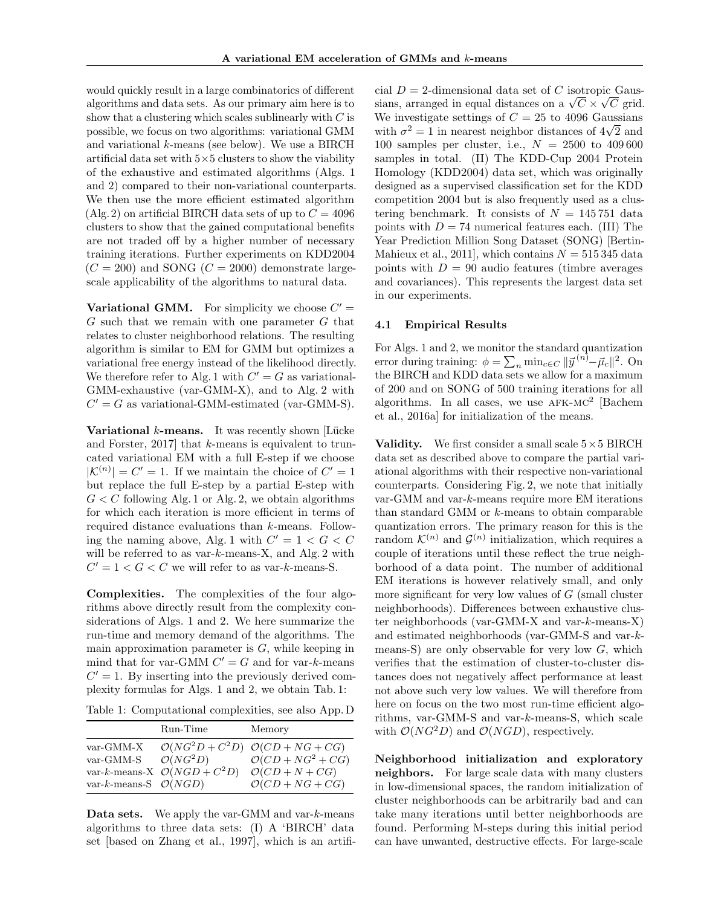would quickly result in a large combinatorics of different algorithms and data sets. As our primary aim here is to show that a clustering which scales sublinearly with $C$ is possible, we focus on two algorithms: variational GMM and variational $k$-means (see below). We use a BIRCH artificial data set with $5 \times 5$ clusters to show the viability of the exhaustive and estimated algorithms (Algs. 1 and 2) compared to their non-variational counterparts. We then use the more efficient estimated algorithm (Alg. 2) on artificial BIRCH data sets of up to $C = 4096$ clusters to show that the gained computational benefits are not traded off by a higher number of necessary training iterations. Further experiments on KDD2004 ($C = 200$) and SONG ($C = 2000$) demonstrate large-scale applicability of the algorithms to natural data.

**Variational GMM.** For simplicity we choose $C' = G$ such that we remain with one parameter $G$ that relates to cluster neighborhood relations. The resulting algorithm is similar to EM for GMM but optimizes a variational free energy instead of the likelihood directly. We therefore refer to Alg. 1 with $C' = G$ as variational-GMM-exhaustive (var-GMM-X), and to Alg. 2 with $C' = G$ as variational-GMM-estimated (var-GMM-S).

**Variational $k$-means.** It was recently shown [Lücke and Forster, 2017] that $k$-means is equivalent to truncated variational EM with a full E-step if we choose $|\mathcal{K}^{(n)}| = C' = 1$. If we maintain the choice of $C' = 1$ but replace the full E-step by a partial E-step with $G < C$ following Alg. 1 or Alg. 2, we obtain algorithms for which each iteration is more efficient in terms of required distance evaluations than $k$-means. Following the naming above, Alg. 1 with $C' = 1 < G < C$ will be referred to as var-$k$-means-X, and Alg. 2 with $C' = 1 < G < C$ we will refer to as var-$k$-means-S.

**Complexities.** The complexities of the four algorithms above directly result from the complexity considerations of Algs. 1 and 2. We here summarize the run-time and memory demand of the algorithms. The main approximation parameter is $G$, while keeping in mind that for var-GMM $C' = G$ and for var-$k$-means $C' = 1$. By inserting into the previously derived complexity formulas for Algs. 1 and 2, we obtain Tab. 1:

Table 1: Computational complexities, see also App. D

| | Run-Time | Memory |
|---|---|---|
| var-GMM-X | $\mathcal{O}(NG^2D + C^2D)$ | $\mathcal{O}(CD + NG + CG)$ |
| var-GMM-S | $\mathcal{O}(NG^2D)$ | $\mathcal{O}(CD + NG^2 + CG)$ |
| var-$k$-means-X | $\mathcal{O}(NGD + C^2D)$ | $\mathcal{O}(CD + N + CG)$ |
| var-$k$-means-S | $\mathcal{O}(NGD)$ | $\mathcal{O}(CD + NG + CG)$ |

**Data sets.** We apply the var-GMM and var-$k$-means algorithms to three data sets: (I) A 'BIRCH' data set [based on Zhang et al., 1997], which is an artificial $D = 2$-dimensional data set of $C$ isotropic Gaussians, arranged in equal distances on a $\sqrt{C} \times \sqrt{C}$ grid. We investigate settings of $C = 25$ to $4096$ Gaussians with $\sigma^2 = 1$ in nearest neighbor distances of $4\sqrt{2}$ and 100 samples per cluster, i.e., $N = 2500$ to $409\,600$ samples in total. (II) The KDD-Cup 2004 Protein Homology (KDD2004) data set, which was originally designed as a supervised classification set for the KDD competition 2004 but is also frequently used as a clustering benchmark. It consists of $N = 145\,751$ data points with $D = 74$ numerical features each. (III) The Year Prediction Million Song Dataset (SONG) [Bertin-Mahieux et al., 2011], which contains $N = 515\,345$ data points with $D = 90$ audio features (timbre averages and covariances). This represents the largest data set in our experiments.

### 4.1 Empirical Results

For Algs. 1 and 2, we monitor the standard quantization error during training: $\phi = \sum_n \min_{c \in C} \|\vec{y}^{(n)} - \vec{\mu}_c\|^2$. On the BIRCH and KDD data sets we allow for a maximum of 200 and on SONG of 500 training iterations for all algorithms. In all cases, we use AFK-MC$^2$ [Bachem et al., 2016a] for initialization of the means.

**Validity.** We first consider a small scale $5 \times 5$ BIRCH data set as described above to compare the partial variational algorithms with their respective non-variational counterparts. Considering Fig. 2, we note that initially var-GMM and var-$k$-means require more EM iterations than standard GMM or $k$-means to obtain comparable quantization errors. The primary reason for this is the random $\mathcal{K}^{(n)}$ and $\mathcal{G}^{(n)}$ initialization, which requires a couple of iterations until these reflect the true neighborhood of a data point. The number of additional EM iterations is however relatively small, and only more significant for very low values of $G$ (small cluster neighborhoods). Differences between exhaustive cluster neighborhoods (var-GMM-X and var-$k$-means-X) and estimated neighborhoods (var-GMM-S and var-$k$-means-S) are only observable for very low $G$, which verifies that the estimation of cluster-to-cluster distances does not negatively affect performance at least not above such very low values. We will therefore from here on focus on the two most run-time efficient algorithms, var-GMM-S and var-$k$-means-S, which scale with $\mathcal{O}(NG^2D)$ and $\mathcal{O}(NGD)$, respectively.

**Neighborhood initialization and exploratory neighbors.** For large scale data with many clusters in low-dimensional spaces, the random initialization of cluster neighborhoods can be arbitrarily bad and can take many iterations until better neighborhoods are found. Performing M-steps during this initial period can have unwanted, destructive effects. For large-scale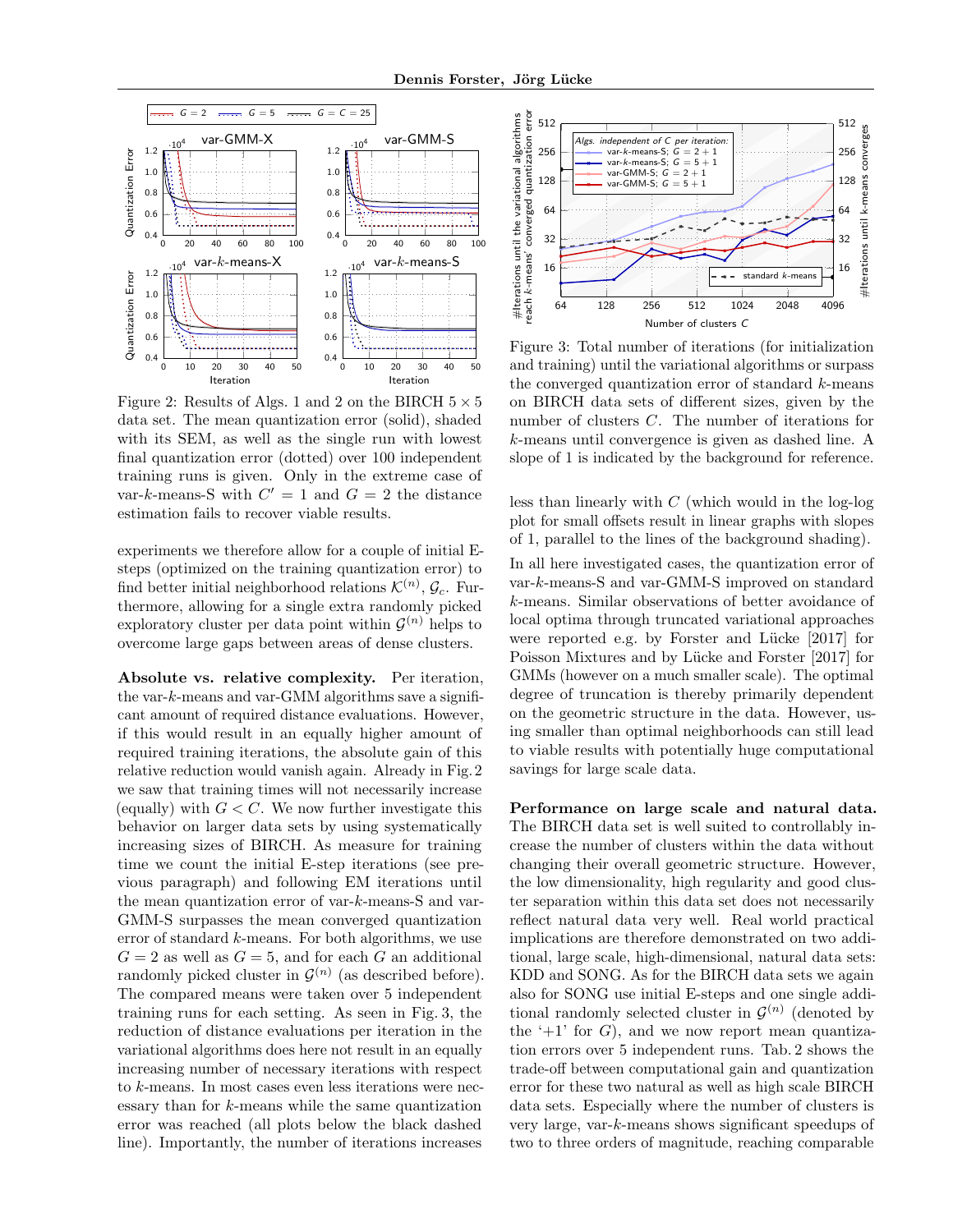Figure 2: Results of Algs. 1 and 2 on the BIRCH $5 \times 5$ data set. The mean quantization error (solid), shaded with its SEM, as well as the single run with lowest final quantization error (dotted) over 100 independent training runs is given. Only in the extreme case of var-$k$-means-S with $C' = 1$ and $G = 2$ the distance estimation fails to recover viable results.

experiments we therefore allow for a couple of initial E-steps (optimized on the training quantization error) to find better initial neighborhood relations $\mathcal{K}^{(n)}$, $\mathcal{G}_c$. Furthermore, allowing for a single extra randomly picked exploratory cluster per data point within $\mathcal{G}^{(n)}$ helps to overcome large gaps between areas of dense clusters.

**Absolute vs. relative complexity.** Per iteration, the var-$k$-means and var-GMM algorithms save a significant amount of required distance evaluations. However, if this would result in an equally higher amount of required training iterations, the absolute gain of this relative reduction would vanish again. Already in Fig. 2 we saw that training times will not necessarily increase (equally) with $G < C$. We now further investigate this behavior on larger data sets by using systematically increasing sizes of BIRCH. As measure for training time we count the initial E-step iterations (see previous paragraph) and following EM iterations until the mean quantization error of var-$k$-means-S and var-GMM-S surpasses the mean converged quantization error of standard $k$-means. For both algorithms, we use $G = 2$ as well as $G = 5$, and for each $G$ an additional randomly picked cluster in $\mathcal{G}^{(n)}$ (as described before). The compared means were taken over 5 independent training runs for each setting. As seen in Fig. 3, the reduction of distance evaluations per iteration in the variational algorithms does here not result in an equally increasing number of necessary iterations with respect to $k$-means. In most cases even less iterations were necessary than for $k$-means while the same quantization error was reached (all plots below the black dashed line). Importantly, the number of iterations increases

Figure 3: Total number of iterations (for initialization and training) until the variational algorithms or surpass the converged quantization error of standard $k$-means on BIRCH data sets of different sizes, given by the number of clusters $C$. The number of iterations for $k$-means until convergence is given as dashed line. A slope of 1 is indicated by the background for reference.

less than linearly with $C$ (which would in the log-log plot for small offsets result in linear graphs with slopes of 1, parallel to the lines of the background shading).

In all here investigated cases, the quantization error of var-$k$-means-S and var-GMM-S improved on standard $k$-means. Similar observations of better avoidance of local optima through truncated variational approaches were reported e.g. by Forster and Lücke [2017] for Poisson Mixtures and by Lücke and Forster [2017] for GMMs (however on a much smaller scale). The optimal degree of truncation is thereby primarily dependent on the geometric structure in the data. However, using smaller than optimal neighborhoods can still lead to viable results with potentially huge computational savings for large scale data.

**Performance on large scale and natural data.** The BIRCH data set is well suited to controllably increase the number of clusters within the data without changing their overall geometric structure. However, the low dimensionality, high regularity and good cluster separation within this data set does not necessarily reflect natural data very well. Real world practical implications are therefore demonstrated on two additional, large scale, high-dimensional, natural data sets: KDD and SONG. As for the BIRCH data sets we again also for SONG use initial E-steps and one single additional randomly selected cluster in $\mathcal{G}^{(n)}$ (denoted by the '+1' for $G$), and we now report mean quantization errors over 5 independent runs. Tab. 2 shows the trade-off between computational gain and quantization error for these two natural as well as high scale BIRCH data sets. Especially where the number of clusters is very large, var-$k$-means shows significant speedups of two to three orders of magnitude, reaching comparable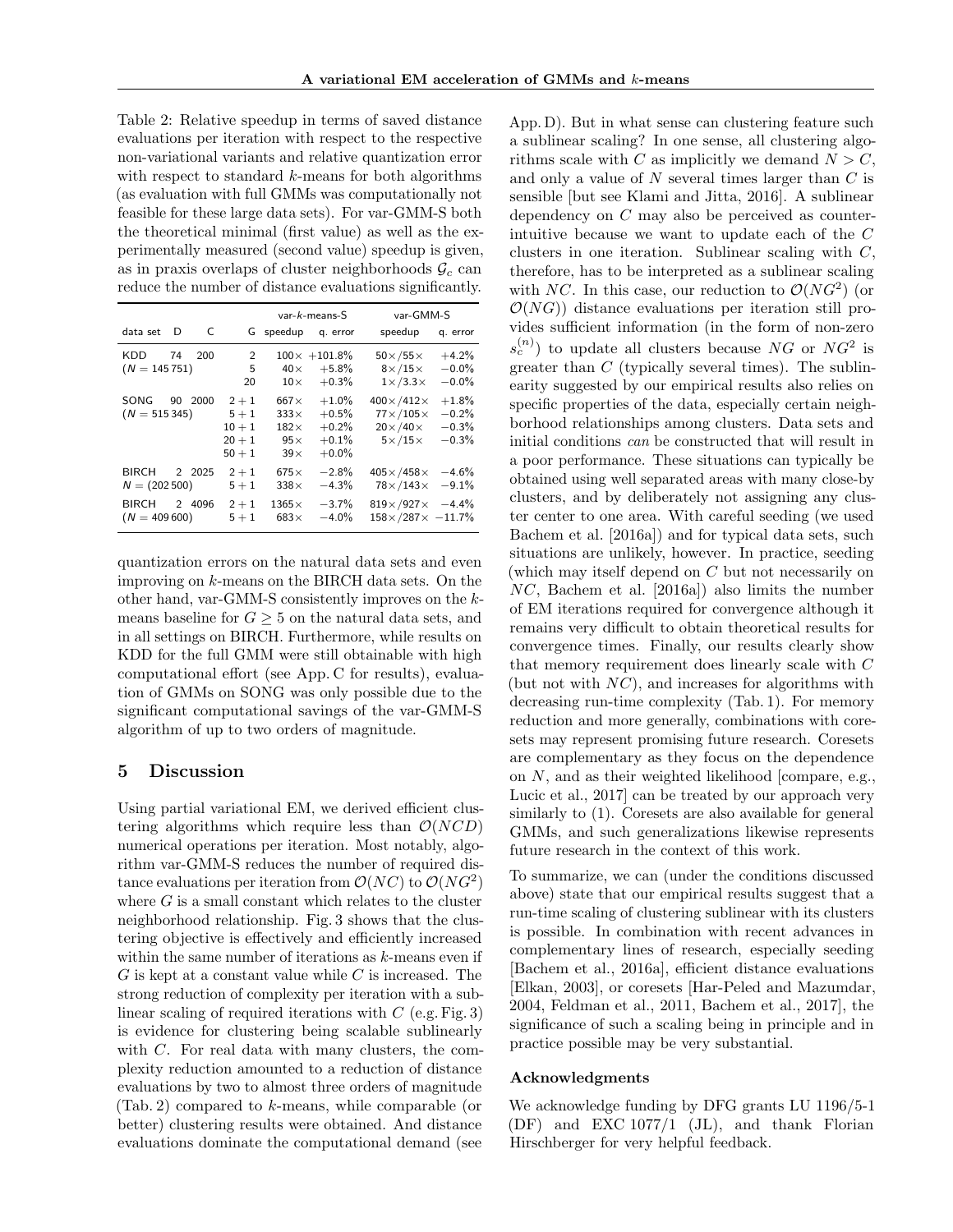Table 2: Relative speedup in terms of saved distance evaluations per iteration with respect to the respective non-variational variants and relative quantization error with respect to standard $k$-means for both algorithms (as evaluation with full GMMs was computationally not feasible for these large data sets). For var-GMM-S both the theoretical minimal (first value) as well as the experimentally measured (second value) speedup is given, as in praxis overlaps of cluster neighborhoods $\mathcal{G}_c$ can reduce the number of distance evaluations significantly.

| data set | D | C | G | var-$k$-means-S speedup | var-$k$-means-S q. error | var-GMM-S speedup | var-GMM-S q. error |
|---|---|---|---|---|---|---|---|
| KDD ($N$ = 145 751) | 74 | 200 | 2 | 100× | +101.8% | 50×/55× | +4.2% |
| | | | 5 | 40× | +5.8% | 8×/15× | −0.0% |
| | | | 20 | 10× | +0.3% | 1×/3.3× | −0.0% |
| SONG ($N$ = 515 345) | 90 | 2000 | 2 + 1 | 667× | +1.0% | 400×/412× | +1.8% |
| | | | 5 + 1 | 333× | +0.5% | 77×/105× | −0.2% |
| | | | 10 + 1 | 182× | +0.2% | 20×/40× | −0.3% |
| | | | 20 + 1 | 95× | +0.1% | 5×/15× | −0.3% |
| | | | 50 + 1 | 39× | +0.0% | | |
| BIRCH $N$ = (202 500) | 2 | 2025 | 2 + 1 | 675× | −2.8% | 405×/458× | −4.6% |
| | | | 5 + 1 | 338× | −4.3% | 78×/143× | −9.1% |
| BIRCH ($N$ = 409 600) | 2 | 4096 | 2 + 1 | 1365× | −3.7% | 819×/927× | −4.4% |
| | | | 5 + 1 | 683× | −4.0% | 158×/287× | −11.7% |

quantization errors on the natural data sets and even improving on $k$-means on the BIRCH data sets. On the other hand, var-GMM-S consistently improves on the $k$-means baseline for $G \geq 5$ on the natural data sets, and in all settings on BIRCH. Furthermore, while results on KDD for the full GMM were still obtainable with high computational effort (see App. C for results), evaluation of GMMs on SONG was only possible due to the significant computational savings of the var-GMM-S algorithm of up to two orders of magnitude.

## 5 Discussion

Using partial variational EM, we derived efficient clustering algorithms which require less than $\mathcal{O}(NCD)$ numerical operations per iteration. Most notably, algorithm var-GMM-S reduces the number of required distance evaluations per iteration from $\mathcal{O}(NC)$ to $\mathcal{O}(NG^2)$ where $G$ is a small constant which relates to the cluster neighborhood relationship. Fig. 3 shows that the clustering objective is effectively and efficiently increased within the same number of iterations as $k$-means even if $G$ is kept at a constant value while $C$ is increased. The strong reduction of complexity per iteration with a sublinear scaling of required iterations with $C$ (e.g. Fig. 3) is evidence for clustering being scalable sublinearly with $C$. For real data with many clusters, the complexity reduction amounted to a reduction of distance evaluations by two to almost three orders of magnitude (Tab. 2) compared to $k$-means, while comparable (or better) clustering results were obtained. And distance evaluations dominate the computational demand (see App. D). But in what sense can clustering feature such a sublinear scaling? In one sense, all clustering algorithms scale with $C$ as implicitly we demand $N > C$, and only a value of $N$ several times larger than $C$ is sensible [but see Klami and Jitta, 2016]. A sublinear dependency on $C$ may also be perceived as counter-intuitive because we want to update each of the $C$ clusters in one iteration. Sublinear scaling with $C$, therefore, has to be interpreted as a sublinear scaling with $NC$. In this case, our reduction to $\mathcal{O}(NG^2)$ (or $\mathcal{O}(NG)$) distance evaluations per iteration still provides sufficient information (in the form of non-zero $s_c^{(n)}$) to update all clusters because $NG$ or $NG^2$ is greater than $C$ (typically several times). The sublinearity suggested by our empirical results also relies on specific properties of the data, especially certain neighborhood relationships among clusters. Data sets and initial conditions *can* be constructed that will result in a poor performance. These situations can typically be obtained using well separated areas with many close-by clusters, and by deliberately not assigning any cluster center to one area. With careful seeding (we used Bachem et al. [2016a]) and for typical data sets, such situations are unlikely, however. In practice, seeding (which may itself depend on $C$ but not necessarily on $NC$, Bachem et al. [2016a]) also limits the number of EM iterations required for convergence although it remains very difficult to obtain theoretical results for convergence times. Finally, our results clearly show that memory requirement does linearly scale with $C$ (but not with $NC$), and increases for algorithms with decreasing run-time complexity (Tab. 1). For memory reduction and more generally, combinations with coresets may represent promising future research. Coresets are complementary as they focus on the dependence on $N$, and as their weighted likelihood [compare, e.g., Lucic et al., 2017] can be treated by our approach very similarly to (1). Coresets are also available for general GMMs, and such generalizations likewise represents future research in the context of this work.

To summarize, we can (under the conditions discussed above) state that our empirical results suggest that a run-time scaling of clustering sublinear with its clusters is possible. In combination with recent advances in complementary lines of research, especially seeding [Bachem et al., 2016a], efficient distance evaluations [Elkan, 2003], or coresets [Har-Peled and Mazumdar, 2004, Feldman et al., 2011, Bachem et al., 2017], the significance of such a scaling being in principle and in practice possible may be very substantial.

### Acknowledgments

We acknowledge funding by DFG grants LU 1196/5-1 (DF) and EXC 1077/1 (JL), and thank Florian Hirschberger for very helpful feedback.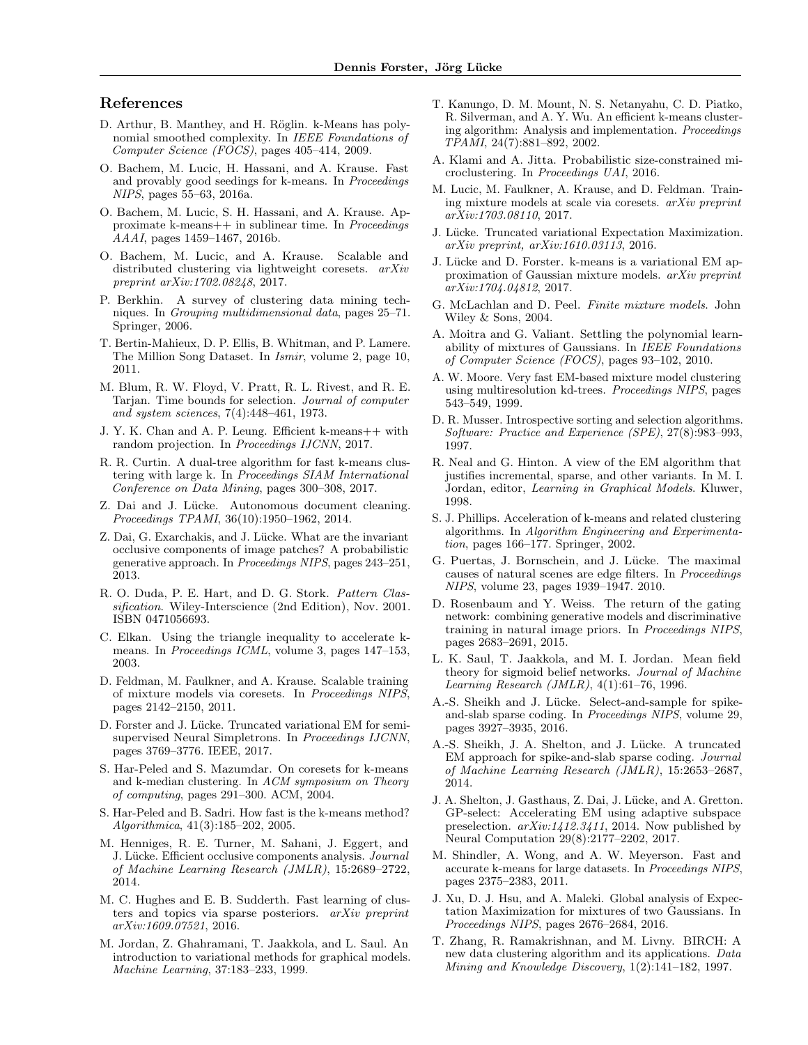## References

D. Arthur, B. Manthey, and H. Röglin. k-Means has polynomial smoothed complexity. In *IEEE Foundations of Computer Science (FOCS)*, pages 405–414, 2009.

O. Bachem, M. Lucic, H. Hassani, and A. Krause. Fast and provably good seedings for k-means. In *Proceedings NIPS*, pages 55–63, 2016a.

O. Bachem, M. Lucic, S. H. Hassani, and A. Krause. Approximate k-means++ in sublinear time. In *Proceedings AAAI*, pages 1459–1467, 2016b.

O. Bachem, M. Lucic, and A. Krause. Scalable and distributed clustering via lightweight coresets. *arXiv preprint arXiv:1702.08248*, 2017.

P. Berkhin. A survey of clustering data mining techniques. In *Grouping multidimensional data*, pages 25–71. Springer, 2006.

T. Bertin-Mahieux, D. P. Ellis, B. Whitman, and P. Lamere. The Million Song Dataset. In *Ismir*, volume 2, page 10, 2011.

M. Blum, R. W. Floyd, V. Pratt, R. L. Rivest, and R. E. Tarjan. Time bounds for selection. *Journal of computer and system sciences*, 7(4):448–461, 1973.

J. Y. K. Chan and A. P. Leung. Efficient k-means++ with random projection. In *Proceedings IJCNN*, 2017.

R. R. Curtin. A dual-tree algorithm for fast k-means clustering with large k. In *Proceedings SIAM International Conference on Data Mining*, pages 300–308, 2017.

Z. Dai and J. Lücke. Autonomous document cleaning. *Proceedings TPAMI*, 36(10):1950–1962, 2014.

Z. Dai, G. Exarchakis, and J. Lücke. What are the invariant occlusive components of image patches? A probabilistic generative approach. In *Proceedings NIPS*, pages 243–251, 2013.

R. O. Duda, P. E. Hart, and D. G. Stork. *Pattern Classification*. Wiley-Interscience (2nd Edition), Nov. 2001. ISBN 0471056693.

C. Elkan. Using the triangle inequality to accelerate k-means. In *Proceedings ICML*, volume 3, pages 147–153, 2003.

D. Feldman, M. Faulkner, and A. Krause. Scalable training of mixture models via coresets. In *Proceedings NIPS*, pages 2142–2150, 2011.

D. Forster and J. Lücke. Truncated variational EM for semi-supervised Neural Simpletrons. In *Proceedings IJCNN*, pages 3769–3776. IEEE, 2017.

S. Har-Peled and S. Mazumdar. On coresets for k-means and k-median clustering. In *ACM symposium on Theory of computing*, pages 291–300. ACM, 2004.

S. Har-Peled and B. Sadri. How fast is the k-means method? *Algorithmica*, 41(3):185–202, 2005.

M. Henniges, R. E. Turner, M. Sahani, J. Eggert, and J. Lücke. Efficient occlusive components analysis. *Journal of Machine Learning Research (JMLR)*, 15:2689–2722, 2014.

M. C. Hughes and E. B. Sudderth. Fast learning of clusters and topics via sparse posteriors. *arXiv preprint arXiv:1609.07521*, 2016.

M. Jordan, Z. Ghahramani, T. Jaakkola, and L. Saul. An introduction to variational methods for graphical models. *Machine Learning*, 37:183–233, 1999.

T. Kanungo, D. M. Mount, N. S. Netanyahu, C. D. Piatko, R. Silverman, and A. Y. Wu. An efficient k-means clustering algorithm: Analysis and implementation. *Proceedings TPAMI*, 24(7):881–892, 2002.

A. Klami and A. Jitta. Probabilistic size-constrained microclustering. In *Proceedings UAI*, 2016.

M. Lucic, M. Faulkner, A. Krause, and D. Feldman. Training mixture models at scale via coresets. *arXiv preprint arXiv:1703.08110*, 2017.

J. Lücke. Truncated variational Expectation Maximization. *arXiv preprint, arXiv:1610.03113*, 2016.

J. Lücke and D. Forster. k-means is a variational EM approximation of Gaussian mixture models. *arXiv preprint arXiv:1704.04812*, 2017.

G. McLachlan and D. Peel. *Finite mixture models*. John Wiley & Sons, 2004.

A. Moitra and G. Valiant. Settling the polynomial learnability of mixtures of Gaussians. In *IEEE Foundations of Computer Science (FOCS)*, pages 93–102, 2010.

A. W. Moore. Very fast EM-based mixture model clustering using multiresolution kd-trees. *Proceedings NIPS*, pages 543–549, 1999.

D. R. Musser. Introspective sorting and selection algorithms. *Software: Practice and Experience (SPE)*, 27(8):983–993, 1997.

R. Neal and G. Hinton. A view of the EM algorithm that justifies incremental, sparse, and other variants. In M. I. Jordan, editor, *Learning in Graphical Models*. Kluwer, 1998.

S. J. Phillips. Acceleration of k-means and related clustering algorithms. In *Algorithm Engineering and Experimentation*, pages 166–177. Springer, 2002.

G. Puertas, J. Bornschein, and J. Lücke. The maximal causes of natural scenes are edge filters. In *Proceedings NIPS*, volume 23, pages 1939–1947. 2010.

D. Rosenbaum and Y. Weiss. The return of the gating network: combining generative models and discriminative training in natural image priors. In *Proceedings NIPS*, pages 2683–2691, 2015.

L. K. Saul, T. Jaakkola, and M. I. Jordan. Mean field theory for sigmoid belief networks. *Journal of Machine Learning Research (JMLR)*, 4(1):61–76, 1996.

A.-S. Sheikh and J. Lücke. Select-and-sample for spike-and-slab sparse coding. In *Proceedings NIPS*, volume 29, pages 3927–3935, 2016.

A.-S. Sheikh, J. A. Shelton, and J. Lücke. A truncated EM approach for spike-and-slab sparse coding. *Journal of Machine Learning Research (JMLR)*, 15:2653–2687, 2014.

J. A. Shelton, J. Gasthaus, Z. Dai, J. Lücke, and A. Gretton. GP-select: Accelerating EM using adaptive subspace preselection. *arXiv:1412.3411*, 2014. Now published by Neural Computation 29(8):2177–2202, 2017.

M. Shindler, A. Wong, and A. W. Meyerson. Fast and accurate k-means for large datasets. In *Proceedings NIPS*, pages 2375–2383, 2011.

J. Xu, D. J. Hsu, and A. Maleki. Global analysis of Expectation Maximization for mixtures of two Gaussians. In *Proceedings NIPS*, pages 2676–2684, 2016.

T. Zhang, R. Ramakrishnan, and M. Livny. BIRCH: A new data clustering algorithm and its applications. *Data Mining and Knowledge Discovery*, 1(2):141–182, 1997.